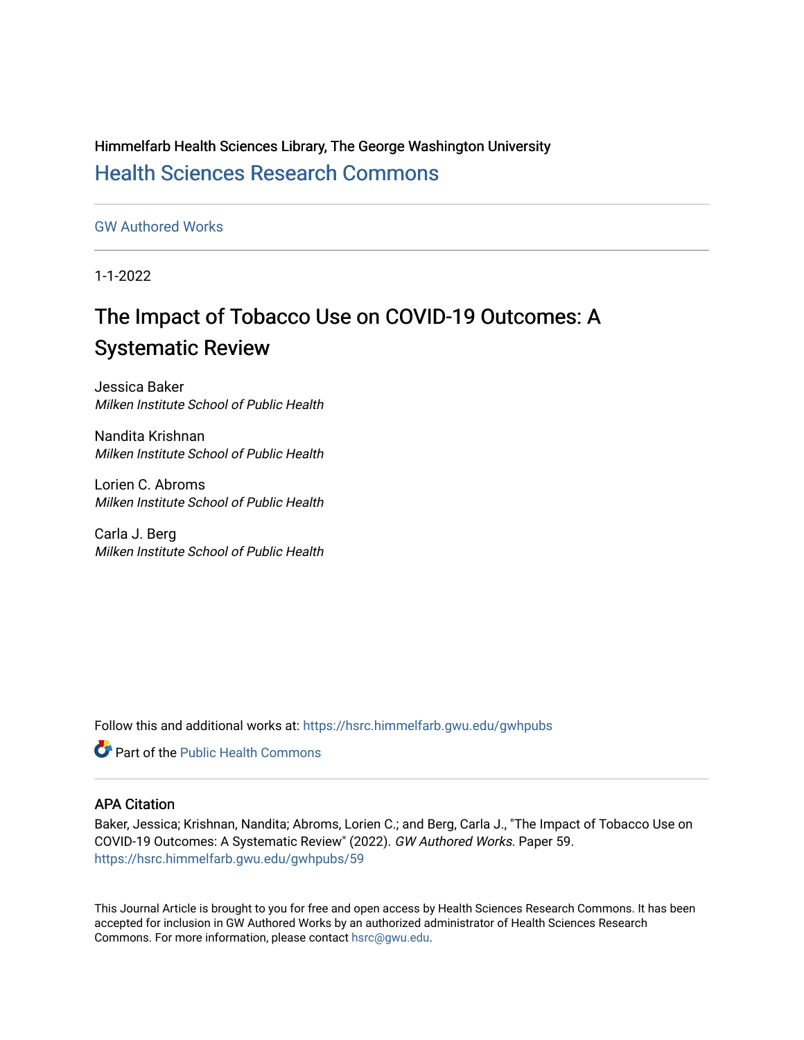Himmelfarb Health Sciences Library, The George Washington University

# Health Sciences Research Commons

GW Authored Works

1-1-2022

# The Impact of Tobacco Use on COVID-19 Outcomes: A Systematic Review

Jessica Baker
*Milken Institute School of Public Health*

Nandita Krishnan
*Milken Institute School of Public Health*

Lorien C. Abroms
*Milken Institute School of Public Health*

Carla J. Berg
*Milken Institute School of Public Health*

Follow this and additional works at: https://hsrc.himmelfarb.gwu.edu/gwhpubs

Part of the Public Health Commons

## APA Citation

Baker, Jessica; Krishnan, Nandita; Abroms, Lorien C.; and Berg, Carla J., "The Impact of Tobacco Use on COVID-19 Outcomes: A Systematic Review" (2022). *GW Authored Works.* Paper 59.
https://hsrc.himmelfarb.gwu.edu/gwhpubs/59

This Journal Article is brought to you for free and open access by Health Sciences Research Commons. It has been accepted for inclusion in GW Authored Works by an authorized administrator of Health Sciences Research Commons. For more information, please contact hsrc@gwu.edu.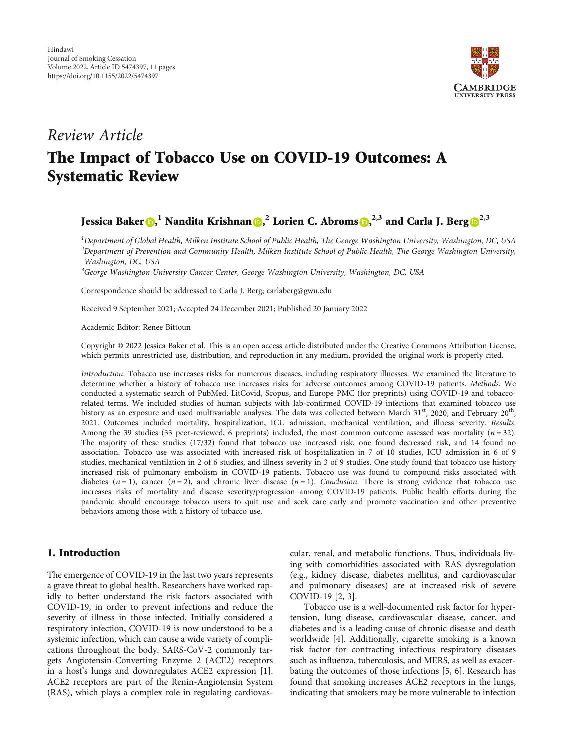Review Article

# The Impact of Tobacco Use on COVID-19 Outcomes: A Systematic Review

**Jessica Baker**,[1] **Nandita Krishnan**,[2] **Lorien C. Abroms**,[2,3] **and Carla J. Berg**[2,3]

[1]*Department of Global Health, Milken Institute School of Public Health, The George Washington University, Washington, DC, USA*
[2]*Department of Prevention and Community Health, Milken Institute School of Public Health, The George Washington University, Washington, DC, USA*
[3]*George Washington University Cancer Center, George Washington University, Washington, DC, USA*

Correspondence should be addressed to Carla J. Berg; carlaberg@gwu.edu

Received 9 September 2021; Accepted 24 December 2021; Published 20 January 2022

Academic Editor: Renee Bittoun

Copyright © 2022 Jessica Baker et al. This is an open access article distributed under the Creative Commons Attribution License, which permits unrestricted use, distribution, and reproduction in any medium, provided the original work is properly cited.

*Introduction.* Tobacco use increases risks for numerous diseases, including respiratory illnesses. We examined the literature to determine whether a history of tobacco use increases risks for adverse outcomes among COVID-19 patients. *Methods.* We conducted a systematic search of PubMed, LitCovid, Scopus, and Europe PMC (for preprints) using COVID-19 and tobacco-related terms. We included studies of human subjects with lab-confirmed COVID-19 infections that examined tobacco use history as an exposure and used multivariable analyses. The data was collected between March 31st, 2020, and February 20th, 2021. Outcomes included mortality, hospitalization, ICU admission, mechanical ventilation, and illness severity. *Results.* Among the 39 studies (33 peer-reviewed, 6 preprints) included, the most common outcome assessed was mortality ($n = 32$). The majority of these studies (17/32) found that tobacco use increased risk, one found decreased risk, and 14 found no association. Tobacco use was associated with increased risk of hospitalization in 7 of 10 studies, ICU admission in 6 of 9 studies, mechanical ventilation in 2 of 6 studies, and illness severity in 3 of 9 studies. One study found that tobacco use history increased risk of pulmonary embolism in COVID-19 patients. Tobacco use was found to compound risks associated with diabetes ($n = 1$), cancer ($n = 2$), and chronic liver disease ($n = 1$). *Conclusion.* There is strong evidence that tobacco use increases risks of mortality and disease severity/progression among COVID-19 patients. Public health efforts during the pandemic should encourage tobacco users to quit use and seek care early and promote vaccination and other preventive behaviors among those with a history of tobacco use.

## 1. Introduction

The emergence of COVID-19 in the last two years represents a grave threat to global health. Researchers have worked rapidly to better understand the risk factors associated with COVID-19, in order to prevent infections and reduce the severity of illness in those infected. Initially considered a respiratory infection, COVID-19 is now understood to be a systemic infection, which can cause a wide variety of complications throughout the body. SARS-CoV-2 commonly targets Angiotensin-Converting Enzyme 2 (ACE2) receptors in a host's lungs and downregulates ACE2 expression [1]. ACE2 receptors are part of the Renin-Angiotensin System (RAS), which plays a complex role in regulating cardiovascular, renal, and metabolic functions. Thus, individuals living with comorbidities associated with RAS dysregulation (e.g., kidney disease, diabetes mellitus, and cardiovascular and pulmonary diseases) are at increased risk of severe COVID-19 [2, 3].

Tobacco use is a well-documented risk factor for hypertension, lung disease, cardiovascular disease, cancer, and diabetes and is a leading cause of chronic disease and death worldwide [4]. Additionally, cigarette smoking is a known risk factor for contracting infectious respiratory diseases such as influenza, tuberculosis, and MERS, as well as exacerbating the outcomes of those infections [5, 6]. Research has found that smoking increases ACE2 receptors in the lungs, indicating that smokers may be more vulnerable to infection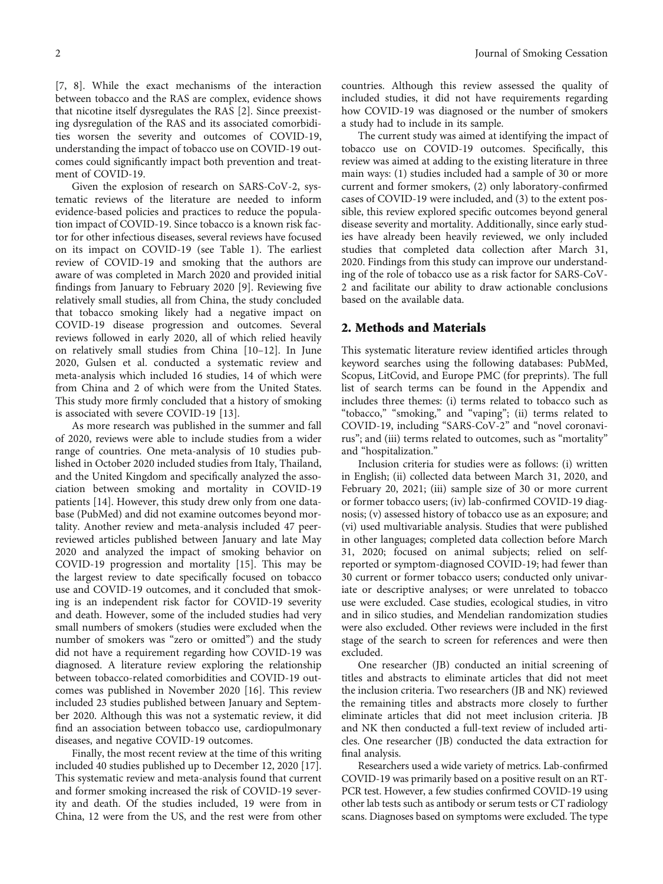[7, 8]. While the exact mechanisms of the interaction between tobacco and the RAS are complex, evidence shows that nicotine itself dysregulates the RAS [2]. Since preexisting dysregulation of the RAS and its associated comorbidities worsen the severity and outcomes of COVID-19, understanding the impact of tobacco use on COVID-19 outcomes could significantly impact both prevention and treatment of COVID-19.

Given the explosion of research on SARS-CoV-2, systematic reviews of the literature are needed to inform evidence-based policies and practices to reduce the population impact of COVID-19. Since tobacco is a known risk factor for other infectious diseases, several reviews have focused on its impact on COVID-19 (see Table 1). The earliest review of COVID-19 and smoking that the authors are aware of was completed in March 2020 and provided initial findings from January to February 2020 [9]. Reviewing five relatively small studies, all from China, the study concluded that tobacco smoking likely had a negative impact on COVID-19 disease progression and outcomes. Several reviews followed in early 2020, all of which relied heavily on relatively small studies from China [10–12]. In June 2020, Gulsen et al. conducted a systematic review and meta-analysis which included 16 studies, 14 of which were from China and 2 of which were from the United States. This study more firmly concluded that a history of smoking is associated with severe COVID-19 [13].

As more research was published in the summer and fall of 2020, reviews were able to include studies from a wider range of countries. One meta-analysis of 10 studies published in October 2020 included studies from Italy, Thailand, and the United Kingdom and specifically analyzed the association between smoking and mortality in COVID-19 patients [14]. However, this study drew only from one database (PubMed) and did not examine outcomes beyond mortality. Another review and meta-analysis included 47 peer-reviewed articles published between January and late May 2020 and analyzed the impact of smoking behavior on COVID-19 progression and mortality [15]. This may be the largest review to date specifically focused on tobacco use and COVID-19 outcomes, and it concluded that smoking is an independent risk factor for COVID-19 severity and death. However, some of the included studies had very small numbers of smokers (studies were excluded when the number of smokers was "zero or omitted") and the study did not have a requirement regarding how COVID-19 was diagnosed. A literature review exploring the relationship between tobacco-related comorbidities and COVID-19 outcomes was published in November 2020 [16]. This review included 23 studies published between January and September 2020. Although this was not a systematic review, it did find an association between tobacco use, cardiopulmonary diseases, and negative COVID-19 outcomes.

Finally, the most recent review at the time of this writing included 40 studies published up to December 12, 2020 [17]. This systematic review and meta-analysis found that current and former smoking increased the risk of COVID-19 severity and death. Of the studies included, 19 were from in China, 12 were from the US, and the rest were from other countries. Although this review assessed the quality of included studies, it did not have requirements regarding how COVID-19 was diagnosed or the number of smokers a study had to include in its sample.

The current study was aimed at identifying the impact of tobacco use on COVID-19 outcomes. Specifically, this review was aimed at adding to the existing literature in three main ways: (1) studies included had a sample of 30 or more current and former smokers, (2) only laboratory-confirmed cases of COVID-19 were included, and (3) to the extent possible, this review explored specific outcomes beyond general disease severity and mortality. Additionally, since early studies have already been heavily reviewed, we only included studies that completed data collection after March 31, 2020. Findings from this study can improve our understanding of the role of tobacco use as a risk factor for SARS-CoV-2 and facilitate our ability to draw actionable conclusions based on the available data.

## 2. Methods and Materials

This systematic literature review identified articles through keyword searches using the following databases: PubMed, Scopus, LitCovid, and Europe PMC (for preprints). The full list of search terms can be found in the Appendix and includes three themes: (i) terms related to tobacco such as "tobacco," "smoking," and "vaping"; (ii) terms related to COVID-19, including "SARS-CoV-2" and "novel coronavirus"; and (iii) terms related to outcomes, such as "mortality" and "hospitalization."

Inclusion criteria for studies were as follows: (i) written in English; (ii) collected data between March 31, 2020, and February 20, 2021; (iii) sample size of 30 or more current or former tobacco users; (iv) lab-confirmed COVID-19 diagnosis; (v) assessed history of tobacco use as an exposure; and (vi) used multivariable analysis. Studies that were published in other languages; completed data collection before March 31, 2020; focused on animal subjects; relied on self-reported or symptom-diagnosed COVID-19; had fewer than 30 current or former tobacco users; conducted only univariate or descriptive analyses; or were unrelated to tobacco use were excluded. Case studies, ecological studies, in vitro and in silico studies, and Mendelian randomization studies were also excluded. Other reviews were included in the first stage of the search to screen for references and were then excluded.

One researcher (JB) conducted an initial screening of titles and abstracts to eliminate articles that did not meet the inclusion criteria. Two researchers (JB and NK) reviewed the remaining titles and abstracts more closely to further eliminate articles that did not meet inclusion criteria. JB and NK then conducted a full-text review of included articles. One researcher (JB) conducted the data extraction for final analysis.

Researchers used a wide variety of metrics. Lab-confirmed COVID-19 was primarily based on a positive result on an RT-PCR test. However, a few studies confirmed COVID-19 using other lab tests such as antibody or serum tests or CT radiology scans. Diagnoses based on symptoms were excluded. The type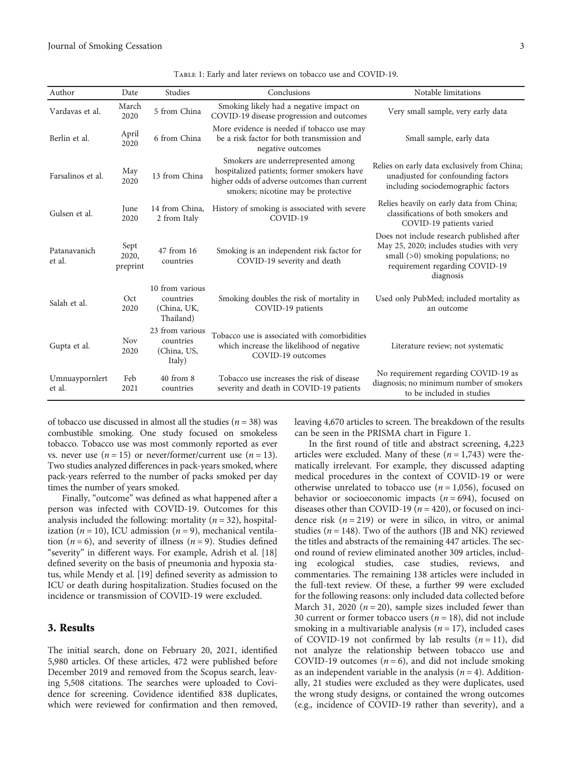Table 1: Early and later reviews on tobacco use and COVID-19.

| Author | Date | Studies | Conclusions | Notable limitations |
| --- | --- | --- | --- | --- |
| Vardavas et al. | March 2020 | 5 from China | Smoking likely had a negative impact on COVID-19 disease progression and outcomes | Very small sample, very early data |
| Berlin et al. | April 2020 | 6 from China | More evidence is needed if tobacco use may be a risk factor for both transmission and negative outcomes | Small sample, early data |
| Farsalinos et al. | May 2020 | 13 from China | Smokers are underrepresented among hospitalized patients; former smokers have higher odds of adverse outcomes than current smokers; nicotine may be protective | Relies on early data exclusively from China; unadjusted for confounding factors including sociodemographic factors |
| Gulsen et al. | June 2020 | 14 from China, 2 from Italy | History of smoking is associated with severe COVID-19 | Relies heavily on early data from China; classifications of both smokers and COVID-19 patients varied |
| Patanavanich et al. | Sept 2020, preprint | 47 from 16 countries | Smoking is an independent risk factor for COVID-19 severity and death | Does not include research published after May 25, 2020; includes studies with very small (>0) smoking populations; no requirement regarding COVID-19 diagnosis |
| Salah et al. | Oct 2020 | 10 from various countries (China, UK, Thailand) | Smoking doubles the risk of mortality in COVID-19 patients | Used only PubMed; included mortality as an outcome |
| Gupta et al. | Nov 2020 | 23 from various countries (China, US, Italy) | Tobacco use is associated with comorbidities which increase the likelihood of negative COVID-19 outcomes | Literature review; not systematic |
| Umnuaypornlert et al. | Feb 2021 | 40 from 8 countries | Tobacco use increases the risk of disease severity and death in COVID-19 patients | No requirement regarding COVID-19 as diagnosis; no minimum number of smokers to be included in studies |

of tobacco use discussed in almost all the studies ($n = 38$) was combustible smoking. One study focused on smokeless tobacco. Tobacco use was most commonly reported as ever vs. never use ($n = 15$) or never/former/current use ($n = 13$). Two studies analyzed differences in pack-years smoked, where pack-years referred to the number of packs smoked per day times the number of years smoked.

Finally, "outcome" was defined as what happened after a person was infected with COVID-19. Outcomes for this analysis included the following: mortality ($n = 32$), hospitalization ($n = 10$), ICU admission ($n = 9$), mechanical ventilation ($n = 6$), and severity of illness ($n = 9$). Studies defined "severity" in different ways. For example, Adrish et al. [18] defined severity on the basis of pneumonia and hypoxia status, while Mendy et al. [19] defined severity as admission to ICU or death during hospitalization. Studies focused on the incidence or transmission of COVID-19 were excluded.

## 3. Results

The initial search, done on February 20, 2021, identified 5,980 articles. Of these articles, 472 were published before December 2019 and removed from the Scopus search, leaving 5,508 citations. The searches were uploaded to Covidence for screening. Covidence identified 838 duplicates, which were reviewed for confirmation and then removed, leaving 4,670 articles to screen. The breakdown of the results can be seen in the PRISMA chart in Figure 1.

In the first round of title and abstract screening, 4,223 articles were excluded. Many of these ($n = 1,743$) were thematically irrelevant. For example, they discussed adapting medical procedures in the context of COVID-19 or were otherwise unrelated to tobacco use ($n = 1,056$), focused on behavior or socioeconomic impacts ($n = 694$), focused on diseases other than COVID-19 ($n = 420$), or focused on incidence risk ($n = 219$) or were in silico, in vitro, or animal studies ($n = 148$). Two of the authors (JB and NK) reviewed the titles and abstracts of the remaining 447 articles. The second round of review eliminated another 309 articles, including ecological studies, case studies, reviews, and commentaries. The remaining 138 articles were included in the full-text review. Of these, a further 99 were excluded for the following reasons: only included data collected before March 31, 2020 ($n = 20$), sample sizes included fewer than 30 current or former tobacco users ($n = 18$), did not include smoking in a multivariable analysis ($n = 17$), included cases of COVID-19 not confirmed by lab results ($n = 11$), did not analyze the relationship between tobacco use and COVID-19 outcomes ($n = 6$), and did not include smoking as an independent variable in the analysis ($n = 4$). Additionally, 21 studies were excluded as they were duplicates, used the wrong study designs, or contained the wrong outcomes (e.g., incidence of COVID-19 rather than severity), and a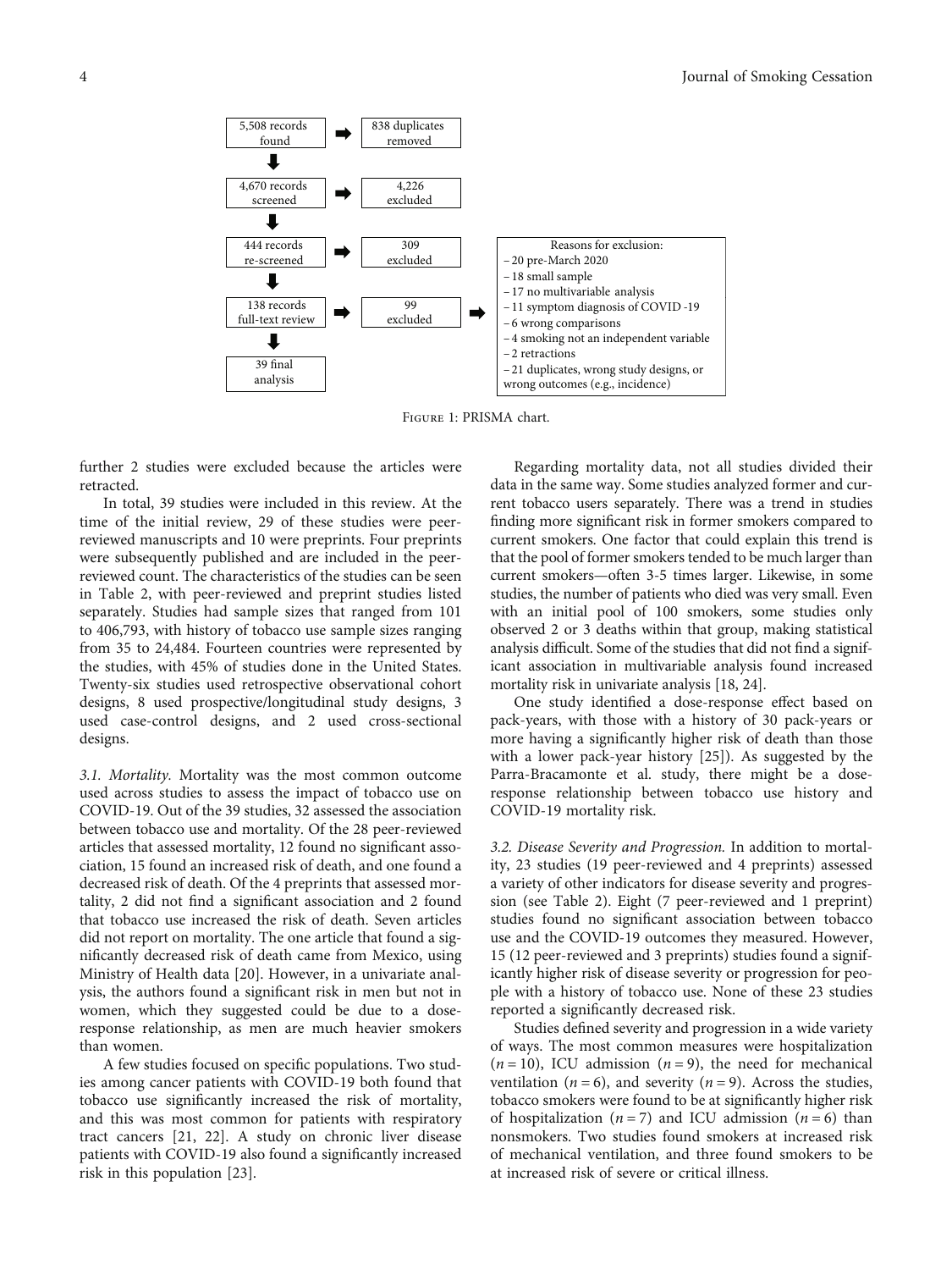| | | | | |
|---|---|---|---|---|
| 5,508 records found | ➡ | 838 duplicates removed | | |
| ⬇ | | | | |
| 4,670 records screened | ➡ | 4,226 excluded | | |
| ⬇ | | | | |
| 444 records re-screened | ➡ | 309 excluded | | Reasons for exclusion: – 20 pre-March 2020 – 18 small sample – 17 no multivariable analysis – 11 symptom diagnosis of COVID-19 – 6 wrong comparisons – 4 smoking not an independent variable – 2 retractions – 21 duplicates, wrong study designs, or wrong outcomes (e.g., incidence) |
| ⬇ | | | | |
| 138 records full-text review | ➡ | 99 excluded | ➡ | |
| ⬇ | | | | |
| 39 final analysis | | | | |

Figure 1: PRISMA chart.

further 2 studies were excluded because the articles were retracted.

In total, 39 studies were included in this review. At the time of the initial review, 29 of these studies were peer-reviewed manuscripts and 10 were preprints. Four preprints were subsequently published and are included in the peer-reviewed count. The characteristics of the studies can be seen in Table 2, with peer-reviewed and preprint studies listed separately. Studies had sample sizes that ranged from 101 to 406,793, with history of tobacco use sample sizes ranging from 35 to 24,484. Fourteen countries were represented by the studies, with 45% of studies done in the United States. Twenty-six studies used retrospective observational cohort designs, 8 used prospective/longitudinal study designs, 3 used case-control designs, and 2 used cross-sectional designs.

### 3.1. Mortality

Mortality was the most common outcome used across studies to assess the impact of tobacco use on COVID-19. Out of the 39 studies, 32 assessed the association between tobacco use and mortality. Of the 28 peer-reviewed articles that assessed mortality, 12 found no significant association, 15 found an increased risk of death, and one found a decreased risk of death. Of the 4 preprints that assessed mortality, 2 did not find a significant association and 2 found that tobacco use increased the risk of death. Seven articles did not report on mortality. The one article that found a significantly decreased risk of death came from Mexico, using Ministry of Health data [20]. However, in a univariate analysis, the authors found a significant risk in men but not in women, which they suggested could be due to a dose-response relationship, as men are much heavier smokers than women.

A few studies focused on specific populations. Two studies among cancer patients with COVID-19 both found that tobacco use significantly increased the risk of mortality, and this was most common for patients with respiratory tract cancers [21, 22]. A study on chronic liver disease patients with COVID-19 also found a significantly increased risk in this population [23].

Regarding mortality data, not all studies divided their data in the same way. Some studies analyzed former and current tobacco users separately. There was a trend in studies finding more significant risk in former smokers compared to current smokers. One factor that could explain this trend is that the pool of former smokers tended to be much larger than current smokers—often 3-5 times larger. Likewise, in some studies, the number of patients who died was very small. Even with an initial pool of 100 smokers, some studies only observed 2 or 3 deaths within that group, making statistical analysis difficult. Some of the studies that did not find a significant association in multivariable analysis found increased mortality risk in univariate analysis [18, 24].

One study identified a dose-response effect based on pack-years, with those with a history of 30 pack-years or more having a significantly higher risk of death than those with a lower pack-year history [25]). As suggested by the Parra-Bracamonte et al. study, there might be a dose-response relationship between tobacco use history and COVID-19 mortality risk.

### 3.2. Disease Severity and Progression

In addition to mortality, 23 studies (19 peer-reviewed and 4 preprints) assessed a variety of other indicators for disease severity and progression (see Table 2). Eight (7 peer-reviewed and 1 preprint) studies found no significant association between tobacco use and the COVID-19 outcomes they measured. However, 15 (12 peer-reviewed and 3 preprints) studies found a significantly higher risk of disease severity or progression for people with a history of tobacco use. None of these 23 studies reported a significantly decreased risk.

Studies defined severity and progression in a wide variety of ways. The most common measures were hospitalization ($n = 10$), ICU admission ($n = 9$), the need for mechanical ventilation ($n = 6$), and severity ($n = 9$). Across the studies, tobacco smokers were found to be at significantly higher risk of hospitalization ($n = 7$) and ICU admission ($n = 6$) than nonsmokers. Two studies found smokers at increased risk of mechanical ventilation, and three found smokers to be at increased risk of severe or critical illness.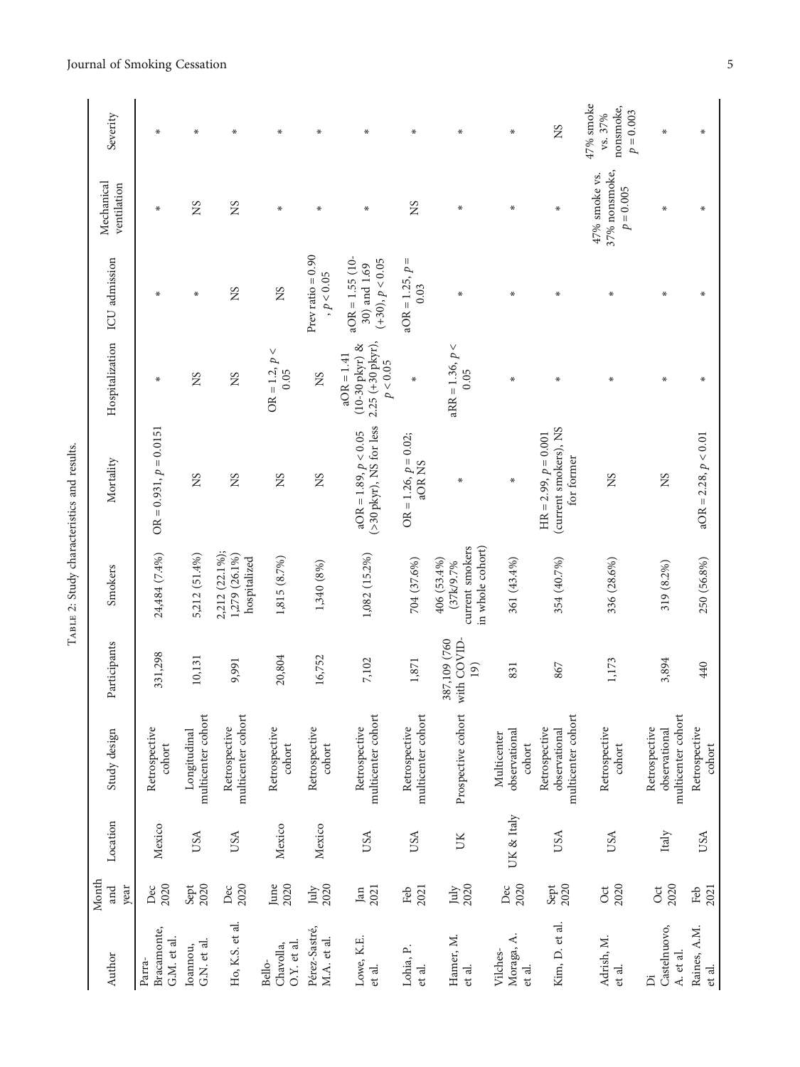Table 2: Study characteristics and results.

| Author | Month and year | Location | Study design | Participants | Smokers | Mortality | Hospitalization | ICU admission | Mechanical ventilation | Severity |
|---|---|---|---|---|---|---|---|---|---|---|
| Parra-Bracamonte, G.M. et al. | Dec 2020 | Mexico | Retrospective cohort | 331,298 | 24,484 (7.4%) | OR = 0.931, $p = 0.0151$ | * | * | * | * |
| Ioannou, G.N. et al. | Sept 2020 | USA | Longitudinal multicenter cohort | 10,131 | 5,212 (51.4%) | NS | NS | * | NS | * |
| Ho, K.S. et al. | Dec 2020 | USA | Retrospective multicenter cohort | 9,991 | 2,212 (22.1%); 1,279 (26.1%) hospitalized | NS | NS | NS | NS | * |
| Bello-Chavolla, O.Y. et al. | June 2020 | Mexico | Retrospective cohort | 20,804 | 1,815 (8.7%) | NS | OR = 1.2, $p < 0.05$ | NS | * | * |
| Pérez-Sastré, M.A. et al. | July 2020 | Mexico | Retrospective cohort | 16,752 | 1,340 (8%) | NS | NS | Prev ratio = 0.90, $p < 0.05$ | * | * |
| Lowe, K.E. et al. | Jan 2021 | USA | Retrospective multicenter cohort | 7,102 | 1,082 (15.2%) | aOR = 1.89, $p < 0.05$ (>30 pkyr), NS for less | aOR = 1.41 (10-30 pkyr) & 2.25 (+30 pkyr), $p < 0.05$ | aOR = 1.55 (10-30) and 1.69 (+30), $p < 0.05$ | * | * |
| Lohia, P. et al. | Feb 2021 | USA | Retrospective multicenter cohort | 1,871 | 704 (37.6%) | OR = 1.26, $p = 0.02$; aOR NS | * | aOR = 1.25, $p = 0.03$ | NS | * |
| Hamer, M. et al. | July 2020 | UK | Prospective cohort | 387,109 (760 with COVID-19) | 406 (53.4%) (37k/9.7% current smokers in whole cohort) | * | aRR = 1.36, $p < 0.05$ | * | * | * |
| Vilches-Moraga, A. et al. | Dec 2020 | UK & Italy | Multicenter observational cohort | 831 | 361 (43.4%) | * | * | * | * | * |
| Kim, D. et al. | Sept 2020 | USA | Retrospective observational multicenter cohort | 867 | 354 (40.7%) | HR = 2.99, $p = 0.001$ (current smokers), NS for former | * | * | * | NS |
| Adrish, M. et al. | Oct 2020 | USA | Retrospective cohort | 1,173 | 336 (28.6%) | NS | * | * | 47% smoke vs. 37% nonsmoke, $p = 0.005$ | 47% smoke vs. 37% nonsmoke, $p = 0.003$ |
| Di Castelnuovo, A. et al. | Oct 2020 | Italy | Retrospective observational multicenter cohort | 3,894 | 319 (8.2%) | NS | * | * | * | * |
| Raines, A.M. et al. | Feb 2021 | USA | Retrospective cohort | 440 | 250 (56.8%) | aOR = 2.28, $p < 0.01$ | * | * | * | * |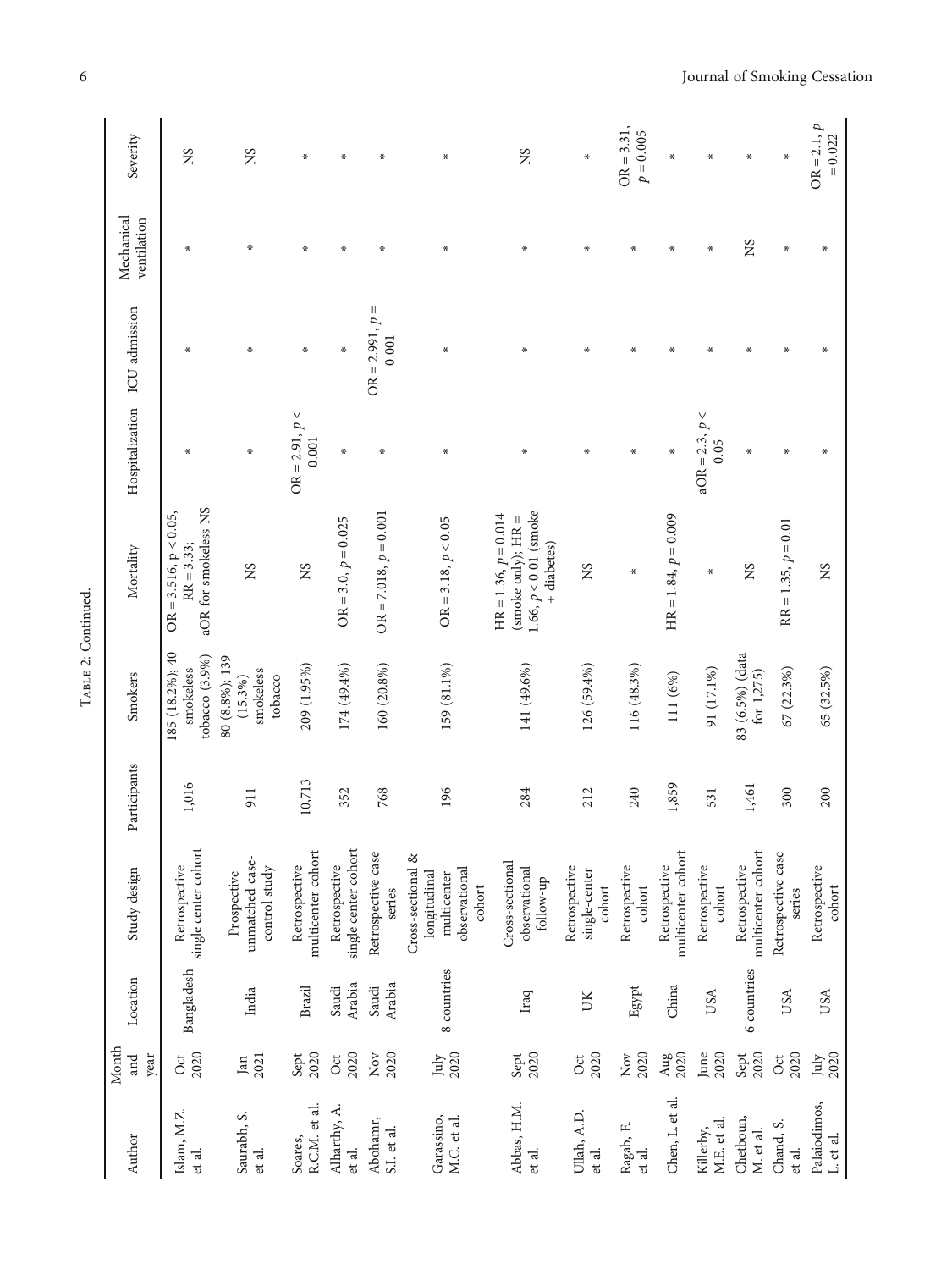Table 2: Continued.

| Author | Month and year | Location | Study design | Participants | Smokers | Mortality | Hospitalization | ICU admission | Mechanical ventilation | Severity |
|---|---|---|---|---|---|---|---|---|---|---|
| Islam, M.Z. et al. | Oct 2020 | Bangladesh | Retrospective single center cohort | 1,016 | 185 (18.2%); 40 smokeless tobacco (3.9%) | OR = 3.516, $p < 0.05$, RR = 3.33; aOR for smokeless NS | * | * | * | NS |
| Saurabh, S. et al. | Jan 2021 | India | Prospective unmatched case-control study | 911 | 80 (8.8%); 139 (15.3%) smokeless tobacco | NS | * | * | * | NS |
| Soares, R.C.M. et al. | Sept 2020 | Brazil | Retrospective multicenter cohort | 10,713 | 209 (1.95%) | NS | OR = 2.91, $p < 0.001$ | * | * | * |
| Alharthy, A. et al. | Oct 2020 | Saudi Arabia | Retrospective single center cohort | 352 | 174 (49.4%) | OR = 3.0, $p = 0.025$ | * | * | * | * |
| Abohamr, S.I. et al. | Nov 2020 | Saudi Arabia | Retrospective case series | 768 | 160 (20.8%) | OR = 7.018, $p = 0.001$ | * | OR = 2.991, $p = 0.001$ | * | * |
| Garassino, M.C. et al. | July 2020 | 8 countries | Cross-sectional & longitudinal multicenter observational cohort | 196 | 159 (81.1%) | OR = 3.18, $p < 0.05$ | * | * | * | * |
| Abbas, H.M. et al. | Sept 2020 | Iraq | Cross-sectional observational follow-up | 284 | 141 (49.6%) | HR = 1.36, $p = 0.014$ (smoke only); HR = 1.66, $p < 0.01$ (smoke + diabetes) | * | * | * | NS |
| Ullah, A.D. et al. | Oct 2020 | UK | Retrospective single-center cohort | 212 | 126 (59.4%) | NS | * | * | * | * |
| Ragab, E. et al. | Nov 2020 | Egypt | Retrospective cohort | 240 | 116 (48.3%) | * | * | * | * | OR = 3.31, $p = 0.005$ |
| Chen, L. et al. | Aug 2020 | China | Retrospective multicenter cohort | 1,859 | 111 (6%) | HR = 1.84, $p = 0.009$ | * | * | * | * |
| Killerby, M.E. et al. | June 2020 | USA | Retrospective cohort | 531 | 91 (17.1%) | * | aOR = 2.3, $p < 0.05$ | * | * | * |
| Chetboun, M. et al. | Sept 2020 | 6 countries | Retrospective multicenter cohort | 1,461 | 83 (6.5%) (data for 1,275) | NS | * | * | NS | * |
| Chand, S. et al. | Oct 2020 | USA | Retrospective case series | 300 | 67 (22.3%) | RR = 1.35, $p = 0.01$ | * | * | * | * |
| Palaiodimos, L. et al. | July 2020 | USA | Retrospective cohort | 200 | 65 (32.5%) | NS | * | * | * | OR = 2.1, $p = 0.022$ |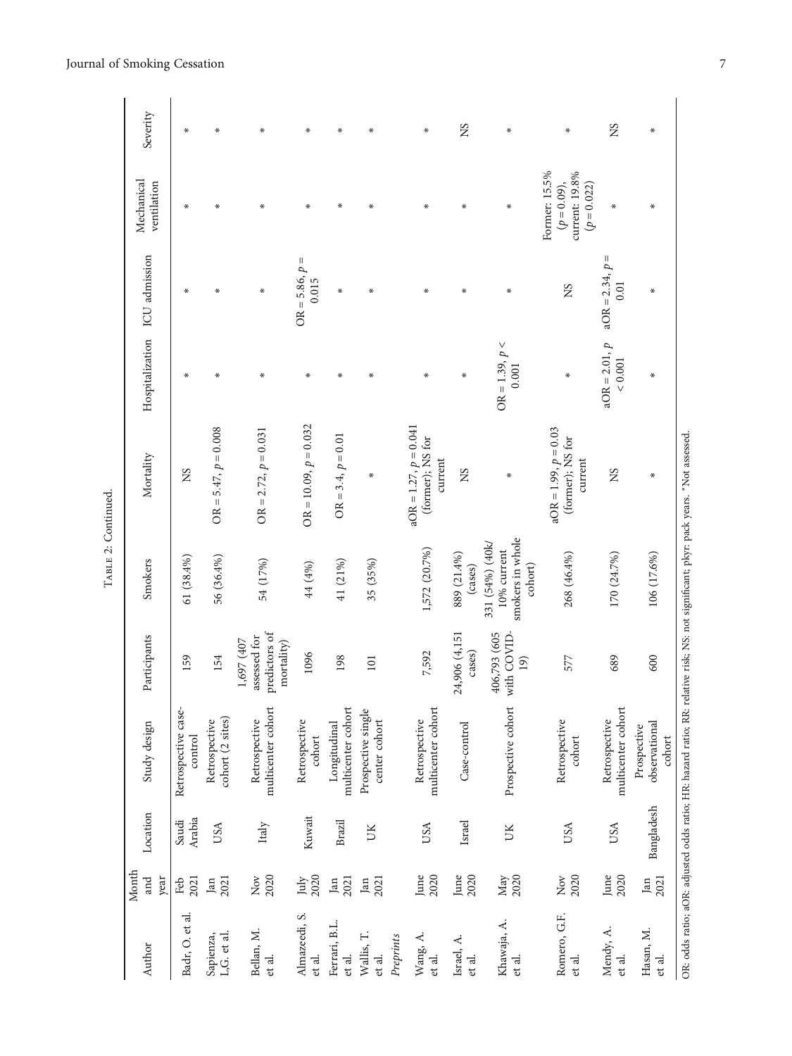Table 2: Continued.

| Author | Month and year | Location | Study design | Participants | Smokers | Mortality | Hospitalization | ICU admission | Mechanical ventilation | Severity |
|---|---|---|---|---|---|---|---|---|---|---|
| Badr, O. et al. | Feb 2021 | Saudi Arabia | Retrospective case-control | 159 | 61 (38.4%) | NS | * | * | * | * |
| Sapienza, L.G. et al. | Jan 2021 | USA | Retrospective cohort (2 sites) | 154 | 56 (36.4%) | OR = 5.47, $p = 0.008$ | * | * | * | * |
| Bellan, M. et al. | Nov 2020 | Italy | Retrospective multicenter cohort | 1,697 (407 assessed for predictors of mortality) | 54 (17%) | OR = 2.72, $p = 0.031$ | * | * | * | * |
| Almazeedi, S. et al. | July 2020 | Kuwait | Retrospective cohort | 1096 | 44 (4%) | OR = 10.09, $p = 0.032$ | * | OR = 5.86, $p = 0.015$ | * | * |
| Ferrari, B.L. et al. | Jan 2021 | Brazil | Longitudinal multicenter cohort | 198 | 41 (21%) | OR = 3.4, $p = 0.01$ | * | * | * | * |
| Wallis, T. et al. | Jan 2021 | UK | Prospective single center cohort | 101 | 35 (35%) | * | * | * | * | * |
| *Preprints* | | | | | | | | | | |
| Wang, A. et al. | June 2020 | USA | Retrospective multicenter cohort | 7,592 | 1,572 (20.7%) | aOR = 1.27, $p = 0.041$ (former); NS for current | * | * | * | * |
| Israel, A. et al. | June 2020 | Israel | Case-control | 24,906 (4,151 cases) | 889 (21.4%) (cases) | NS | * | * | * | NS |
| Khawaja, A. et al. | May 2020 | UK | Prospective cohort | 406,793 (605 with COVID-19) | 331 (54%) (40k/10% current smokers in whole cohort) | * | OR = 1.39, $p < 0.001$ | * | * | * |
| Romero, G.F. et al. | Nov 2020 | USA | Retrospective cohort | 577 | 268 (46.4%) | aOR = 1.99, $p = 0.03$ (former); NS for current | * | NS | Former: 15.5% ($p = 0.09$), current: 19.8% ($p = 0.022$) | * |
| Mendy, A. et al. | June 2020 | USA | Retrospective multicenter cohort | 689 | 170 (24.7%) | NS | aOR = 2.01, $p < 0.001$ | aOR = 2.34, $p = 0.01$ | * | NS |
| Hasan, M. et al. | Jan 2021 | Bangladesh | Prospective observational cohort | 600 | 106 (17.6%) | * | * | * | * | * |

OR: odds ratio; aOR: adjusted odds ratio; HR: hazard ratio; RR: relative risk; NS: not significant; pkyr: pack years. *Not assessed.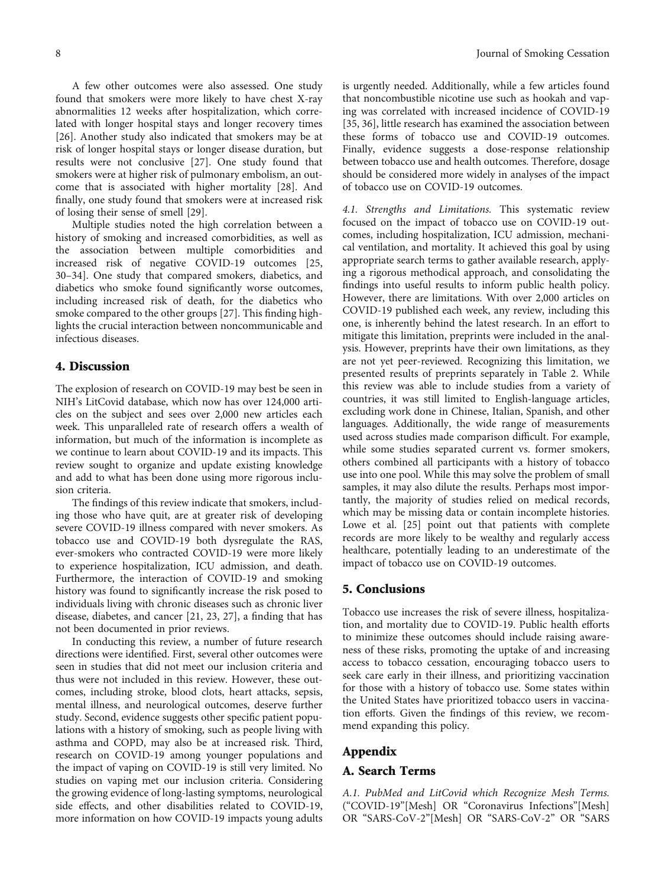A few other outcomes were also assessed. One study found that smokers were more likely to have chest X-ray abnormalities 12 weeks after hospitalization, which correlated with longer hospital stays and longer recovery times [26]. Another study also indicated that smokers may be at risk of longer hospital stays or longer disease duration, but results were not conclusive [27]. One study found that smokers were at higher risk of pulmonary embolism, an outcome that is associated with higher mortality [28]. And finally, one study found that smokers were at increased risk of losing their sense of smell [29].

Multiple studies noted the high correlation between a history of smoking and increased comorbidities, as well as the association between multiple comorbidities and increased risk of negative COVID-19 outcomes [25, 30–34]. One study that compared smokers, diabetics, and diabetics who smoke found significantly worse outcomes, including increased risk of death, for the diabetics who smoke compared to the other groups [27]. This finding highlights the crucial interaction between noncommunicable and infectious diseases.

## 4. Discussion

The explosion of research on COVID-19 may best be seen in NIH's LitCovid database, which now has over 124,000 articles on the subject and sees over 2,000 new articles each week. This unparalleled rate of research offers a wealth of information, but much of the information is incomplete as we continue to learn about COVID-19 and its impacts. This review sought to organize and update existing knowledge and add to what has been done using more rigorous inclusion criteria.

The findings of this review indicate that smokers, including those who have quit, are at greater risk of developing severe COVID-19 illness compared with never smokers. As tobacco use and COVID-19 both dysregulate the RAS, ever-smokers who contracted COVID-19 were more likely to experience hospitalization, ICU admission, and death. Furthermore, the interaction of COVID-19 and smoking history was found to significantly increase the risk posed to individuals living with chronic diseases such as chronic liver disease, diabetes, and cancer [21, 23, 27], a finding that has not been documented in prior reviews.

In conducting this review, a number of future research directions were identified. First, several other outcomes were seen in studies that did not meet our inclusion criteria and thus were not included in this review. However, these outcomes, including stroke, blood clots, heart attacks, sepsis, mental illness, and neurological outcomes, deserve further study. Second, evidence suggests other specific patient populations with a history of smoking, such as people living with asthma and COPD, may also be at increased risk. Third, research on COVID-19 among younger populations and the impact of vaping on COVID-19 is still very limited. No studies on vaping met our inclusion criteria. Considering the growing evidence of long-lasting symptoms, neurological side effects, and other disabilities related to COVID-19, more information on how COVID-19 impacts young adults is urgently needed. Additionally, while a few articles found that noncombustible nicotine use such as hookah and vaping was correlated with increased incidence of COVID-19 [35, 36], little research has examined the association between these forms of tobacco use and COVID-19 outcomes. Finally, evidence suggests a dose-response relationship between tobacco use and health outcomes. Therefore, dosage should be considered more widely in analyses of the impact of tobacco use on COVID-19 outcomes.

*4.1. Strengths and Limitations.* This systematic review focused on the impact of tobacco use on COVID-19 outcomes, including hospitalization, ICU admission, mechanical ventilation, and mortality. It achieved this goal by using appropriate search terms to gather available research, applying a rigorous methodical approach, and consolidating the findings into useful results to inform public health policy. However, there are limitations. With over 2,000 articles on COVID-19 published each week, any review, including this one, is inherently behind the latest research. In an effort to mitigate this limitation, preprints were included in the analysis. However, preprints have their own limitations, as they are not yet peer-reviewed. Recognizing this limitation, we presented results of preprints separately in Table 2. While this review was able to include studies from a variety of countries, it was still limited to English-language articles, excluding work done in Chinese, Italian, Spanish, and other languages. Additionally, the wide range of measurements used across studies made comparison difficult. For example, while some studies separated current vs. former smokers, others combined all participants with a history of tobacco use into one pool. While this may solve the problem of small samples, it may also dilute the results. Perhaps most importantly, the majority of studies relied on medical records, which may be missing data or contain incomplete histories. Lowe et al. [25] point out that patients with complete records are more likely to be wealthy and regularly access healthcare, potentially leading to an underestimate of the impact of tobacco use on COVID-19 outcomes.

## 5. Conclusions

Tobacco use increases the risk of severe illness, hospitalization, and mortality due to COVID-19. Public health efforts to minimize these outcomes should include raising awareness of these risks, promoting the uptake of and increasing access to tobacco cessation, encouraging tobacco users to seek care early in their illness, and prioritizing vaccination for those with a history of tobacco use. Some states within the United States have prioritized tobacco users in vaccination efforts. Given the findings of this review, we recommend expanding this policy.

## Appendix

## A. Search Terms

*A.1. PubMed and LitCovid which Recognize Mesh Terms.* ("COVID-19"[Mesh] OR "Coronavirus Infections"[Mesh] OR "SARS-CoV-2"[Mesh] OR "SARS-CoV-2" OR "SARS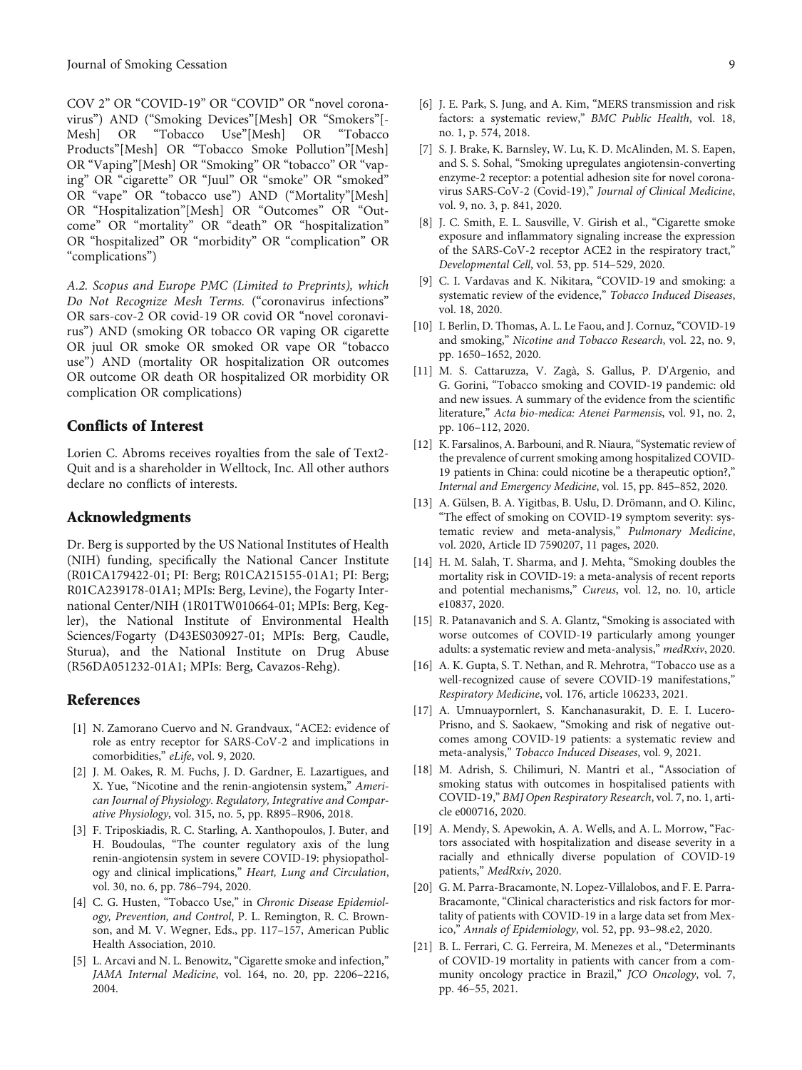COV 2" OR "COVID-19" OR "COVID" OR "novel coronavirus") AND ("Smoking Devices"[Mesh] OR "Smokers"[Mesh] OR "Tobacco Use"[Mesh] OR "Tobacco Products"[Mesh] OR "Tobacco Smoke Pollution"[Mesh] OR "Vaping"[Mesh] OR "Smoking" OR "tobacco" OR "vaping" OR "cigarette" OR "Juul" OR "smoke" OR "smoked" OR "vape" OR "tobacco use") AND ("Mortality"[Mesh] OR "Hospitalization"[Mesh] OR "Outcomes" OR "Outcome" OR "mortality" OR "death" OR "hospitalization" OR "hospitalized" OR "morbidity" OR "complication" OR "complications")

*A.2. Scopus and Europe PMC (Limited to Preprints), which Do Not Recognize Mesh Terms.* ("coronavirus infections" OR sars-cov-2 OR covid-19 OR covid OR "novel coronavirus") AND (smoking OR tobacco OR vaping OR cigarette OR juul OR smoke OR smoked OR vape OR "tobacco use") AND (mortality OR hospitalization OR outcomes OR outcome OR death OR hospitalized OR morbidity OR complication OR complications)

## Conflicts of Interest

Lorien C. Abroms receives royalties from the sale of Text2-Quit and is a shareholder in Welltock, Inc. All other authors declare no conflicts of interests.

## Acknowledgments

Dr. Berg is supported by the US National Institutes of Health (NIH) funding, specifically the National Cancer Institute (R01CA179422-01; PI: Berg; R01CA215155-01A1; PI: Berg; R01CA239178-01A1; MPIs: Berg, Levine), the Fogarty International Center/NIH (1R01TW010664-01; MPIs: Berg, Kegler), the National Institute of Environmental Health Sciences/Fogarty (D43ES030927-01; MPIs: Berg, Caudle, Sturua), and the National Institute on Drug Abuse (R56DA051232-01A1; MPIs: Berg, Cavazos-Rehg).

## References

[1] N. Zamorano Cuervo and N. Grandvaux, "ACE2: evidence of role as entry receptor for SARS-CoV-2 and implications in comorbidities," *eLife*, vol. 9, 2020.

[2] J. M. Oakes, R. M. Fuchs, J. D. Gardner, E. Lazartigues, and X. Yue, "Nicotine and the renin-angiotensin system," *American Journal of Physiology. Regulatory, Integrative and Comparative Physiology*, vol. 315, no. 5, pp. R895–R906, 2018.

[3] F. Triposkiadis, R. C. Starling, A. Xanthopoulos, J. Buter, and H. Boudoulas, "The counter regulatory axis of the lung renin-angiotensin system in severe COVID-19: physiopathology and clinical implications," *Heart, Lung and Circulation*, vol. 30, no. 6, pp. 786–794, 2020.

[4] C. G. Husten, "Tobacco Use," in *Chronic Disease Epidemiology, Prevention, and Control*, P. L. Remington, R. C. Brownson, and M. V. Wegner, Eds., pp. 117–157, American Public Health Association, 2010.

[5] L. Arcavi and N. L. Benowitz, "Cigarette smoke and infection," *JAMA Internal Medicine*, vol. 164, no. 20, pp. 2206–2216, 2004.

[6] J. E. Park, S. Jung, and A. Kim, "MERS transmission and risk factors: a systematic review," *BMC Public Health*, vol. 18, no. 1, p. 574, 2018.

[7] S. J. Brake, K. Barnsley, W. Lu, K. D. McAlinden, M. S. Eapen, and S. S. Sohal, "Smoking upregulates angiotensin-converting enzyme-2 receptor: a potential adhesion site for novel coronavirus SARS-CoV-2 (Covid-19)," *Journal of Clinical Medicine*, vol. 9, no. 3, p. 841, 2020.

[8] J. C. Smith, E. L. Sausville, V. Girish et al., "Cigarette smoke exposure and inflammatory signaling increase the expression of the SARS-CoV-2 receptor ACE2 in the respiratory tract," *Developmental Cell*, vol. 53, pp. 514–529, 2020.

[9] C. I. Vardavas and K. Nikitara, "COVID-19 and smoking: a systematic review of the evidence," *Tobacco Induced Diseases*, vol. 18, 2020.

[10] I. Berlin, D. Thomas, A. L. Le Faou, and J. Cornuz, "COVID-19 and smoking," *Nicotine and Tobacco Research*, vol. 22, no. 9, pp. 1650–1652, 2020.

[11] M. S. Cattaruzza, V. Zagà, S. Gallus, P. D'Argenio, and G. Gorini, "Tobacco smoking and COVID-19 pandemic: old and new issues. A summary of the evidence from the scientific literature," *Acta bio-medica: Atenei Parmensis*, vol. 91, no. 2, pp. 106–112, 2020.

[12] K. Farsalinos, A. Barbouni, and R. Niaura, "Systematic review of the prevalence of current smoking among hospitalized COVID-19 patients in China: could nicotine be a therapeutic option?," *Internal and Emergency Medicine*, vol. 15, pp. 845–852, 2020.

[13] A. Gülsen, B. A. Yigitbas, B. Uslu, D. Drömann, and O. Kilinc, "The effect of smoking on COVID-19 symptom severity: systematic review and meta-analysis," *Pulmonary Medicine*, vol. 2020, Article ID 7590207, 11 pages, 2020.

[14] H. M. Salah, T. Sharma, and J. Mehta, "Smoking doubles the mortality risk in COVID-19: a meta-analysis of recent reports and potential mechanisms," *Cureus*, vol. 12, no. 10, article e10837, 2020.

[15] R. Patanavanich and S. A. Glantz, "Smoking is associated with worse outcomes of COVID-19 particularly among younger adults: a systematic review and meta-analysis," *medRxiv*, 2020.

[16] A. K. Gupta, S. T. Nethan, and R. Mehrotra, "Tobacco use as a well-recognized cause of severe COVID-19 manifestations," *Respiratory Medicine*, vol. 176, article 106233, 2021.

[17] A. Umnuaypornlert, S. Kanchanasurakit, D. E. I. Lucero-Prisno, and S. Saokaew, "Smoking and risk of negative outcomes among COVID-19 patients: a systematic review and meta-analysis," *Tobacco Induced Diseases*, vol. 9, 2021.

[18] M. Adrish, S. Chilimuri, N. Mantri et al., "Association of smoking status with outcomes in hospitalised patients with COVID-19," *BMJ Open Respiratory Research*, vol. 7, no. 1, article e000716, 2020.

[19] A. Mendy, S. Apewokin, A. A. Wells, and A. L. Morrow, "Factors associated with hospitalization and disease severity in a racially and ethnically diverse population of COVID-19 patients," *MedRxiv*, 2020.

[20] G. M. Parra-Bracamonte, N. Lopez-Villalobos, and F. E. Parra-Bracamonte, "Clinical characteristics and risk factors for mortality of patients with COVID-19 in a large data set from Mexico," *Annals of Epidemiology*, vol. 52, pp. 93–98.e2, 2020.

[21] B. L. Ferrari, C. G. Ferreira, M. Menezes et al., "Determinants of COVID-19 mortality in patients with cancer from a community oncology practice in Brazil," *JCO Oncology*, vol. 7, pp. 46–55, 2021.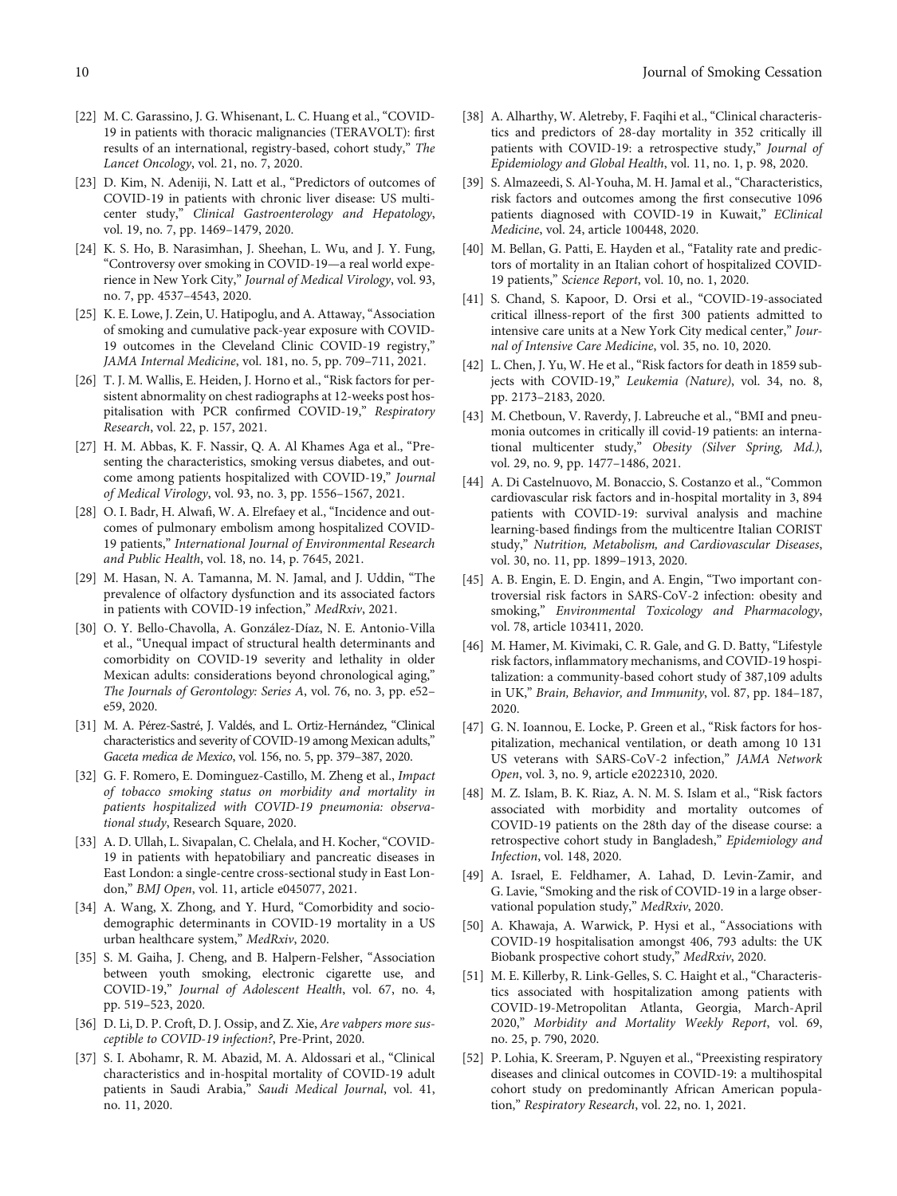[22] M. C. Garassino, J. G. Whisenant, L. C. Huang et al., "COVID-19 in patients with thoracic malignancies (TERAVOLT): first results of an international, registry-based, cohort study," *The Lancet Oncology*, vol. 21, no. 7, 2020.

[23] D. Kim, N. Adeniji, N. Latt et al., "Predictors of outcomes of COVID-19 in patients with chronic liver disease: US multi-center study," *Clinical Gastroenterology and Hepatology*, vol. 19, no. 7, pp. 1469–1479, 2020.

[24] K. S. Ho, B. Narasimhan, J. Sheehan, L. Wu, and J. Y. Fung, "Controversy over smoking in COVID-19—a real world experience in New York City," *Journal of Medical Virology*, vol. 93, no. 7, pp. 4537–4543, 2020.

[25] K. E. Lowe, J. Zein, U. Hatipoglu, and A. Attaway, "Association of smoking and cumulative pack-year exposure with COVID-19 outcomes in the Cleveland Clinic COVID-19 registry," *JAMA Internal Medicine*, vol. 181, no. 5, pp. 709–711, 2021.

[26] T. J. M. Wallis, E. Heiden, J. Horno et al., "Risk factors for persistent abnormality on chest radiographs at 12-weeks post hospitalisation with PCR confirmed COVID-19," *Respiratory Research*, vol. 22, p. 157, 2021.

[27] H. M. Abbas, K. F. Nassir, Q. A. Al Khames Aga et al., "Presenting the characteristics, smoking versus diabetes, and outcome among patients hospitalized with COVID-19," *Journal of Medical Virology*, vol. 93, no. 3, pp. 1556–1567, 2021.

[28] O. I. Badr, H. Alwafi, W. A. Elrefaey et al., "Incidence and outcomes of pulmonary embolism among hospitalized COVID-19 patients," *International Journal of Environmental Research and Public Health*, vol. 18, no. 14, p. 7645, 2021.

[29] M. Hasan, N. A. Tamanna, M. N. Jamal, and J. Uddin, "The prevalence of olfactory dysfunction and its associated factors in patients with COVID-19 infection," *MedRxiv*, 2021.

[30] O. Y. Bello-Chavolla, A. González-Díaz, N. E. Antonio-Villa et al., "Unequal impact of structural health determinants and comorbidity on COVID-19 severity and lethality in older Mexican adults: considerations beyond chronological aging," *The Journals of Gerontology: Series A*, vol. 76, no. 3, pp. e52–e59, 2020.

[31] M. A. Pérez-Sastré, J. Valdés, and L. Ortiz-Hernández, "Clinical characteristics and severity of COVID-19 among Mexican adults," *Gaceta medica de Mexico*, vol. 156, no. 5, pp. 379–387, 2020.

[32] G. F. Romero, E. Dominguez-Castillo, M. Zheng et al., *Impact of tobacco smoking status on morbidity and mortality in patients hospitalized with COVID-19 pneumonia: observational study*, Research Square, 2020.

[33] A. D. Ullah, L. Sivapalan, C. Chelala, and H. Kocher, "COVID-19 in patients with hepatobiliary and pancreatic diseases in East London: a single-centre cross-sectional study in East London," *BMJ Open*, vol. 11, article e045077, 2021.

[34] A. Wang, X. Zhong, and Y. Hurd, "Comorbidity and sociodemographic determinants in COVID-19 mortality in a US urban healthcare system," *MedRxiv*, 2020.

[35] S. M. Gaiha, J. Cheng, and B. Halpern-Felsher, "Association between youth smoking, electronic cigarette use, and COVID-19," *Journal of Adolescent Health*, vol. 67, no. 4, pp. 519–523, 2020.

[36] D. Li, D. P. Croft, D. J. Ossip, and Z. Xie, *Are vabpers more susceptible to COVID-19 infection?*, Pre-Print, 2020.

[37] S. I. Abohamr, R. M. Abazid, M. A. Aldossari et al., "Clinical characteristics and in-hospital mortality of COVID-19 adult patients in Saudi Arabia," *Saudi Medical Journal*, vol. 41, no. 11, 2020.

[38] A. Alharthy, W. Aletreby, F. Faqihi et al., "Clinical characteristics and predictors of 28-day mortality in 352 critically ill patients with COVID-19: a retrospective study," *Journal of Epidemiology and Global Health*, vol. 11, no. 1, p. 98, 2020.

[39] S. Almazeedi, S. Al-Youha, M. H. Jamal et al., "Characteristics, risk factors and outcomes among the first consecutive 1096 patients diagnosed with COVID-19 in Kuwait," *EClinical Medicine*, vol. 24, article 100448, 2020.

[40] M. Bellan, G. Patti, E. Hayden et al., "Fatality rate and predictors of mortality in an Italian cohort of hospitalized COVID-19 patients," *Science Report*, vol. 10, no. 1, 2020.

[41] S. Chand, S. Kapoor, D. Orsi et al., "COVID-19-associated critical illness-report of the first 300 patients admitted to intensive care units at a New York City medical center," *Journal of Intensive Care Medicine*, vol. 35, no. 10, 2020.

[42] L. Chen, J. Yu, W. He et al., "Risk factors for death in 1859 subjects with COVID-19," *Leukemia (Nature)*, vol. 34, no. 8, pp. 2173–2183, 2020.

[43] M. Chetboun, V. Raverdy, J. Labreuche et al., "BMI and pneumonia outcomes in critically ill covid-19 patients: an international multicenter study," *Obesity (Silver Spring, Md.)*, vol. 29, no. 9, pp. 1477–1486, 2021.

[44] A. Di Castelnuovo, M. Bonaccio, S. Costanzo et al., "Common cardiovascular risk factors and in-hospital mortality in 3, 894 patients with COVID-19: survival analysis and machine learning-based findings from the multicentre Italian CORIST study," *Nutrition, Metabolism, and Cardiovascular Diseases*, vol. 30, no. 11, pp. 1899–1913, 2020.

[45] A. B. Engin, E. D. Engin, and A. Engin, "Two important controversial risk factors in SARS-CoV-2 infection: obesity and smoking," *Environmental Toxicology and Pharmacology*, vol. 78, article 103411, 2020.

[46] M. Hamer, M. Kivimaki, C. R. Gale, and G. D. Batty, "Lifestyle risk factors, inflammatory mechanisms, and COVID-19 hospitalization: a community-based cohort study of 387,109 adults in UK," *Brain, Behavior, and Immunity*, vol. 87, pp. 184–187, 2020.

[47] G. N. Ioannou, E. Locke, P. Green et al., "Risk factors for hospitalization, mechanical ventilation, or death among 10 131 US veterans with SARS-CoV-2 infection," *JAMA Network Open*, vol. 3, no. 9, article e2022310, 2020.

[48] M. Z. Islam, B. K. Riaz, A. N. M. S. Islam et al., "Risk factors associated with morbidity and mortality outcomes of COVID-19 patients on the 28th day of the disease course: a retrospective cohort study in Bangladesh," *Epidemiology and Infection*, vol. 148, 2020.

[49] A. Israel, E. Feldhamer, A. Lahad, D. Levin-Zamir, and G. Lavie, "Smoking and the risk of COVID-19 in a large observational population study," *MedRxiv*, 2020.

[50] A. Khawaja, A. Warwick, P. Hysi et al., "Associations with COVID-19 hospitalisation amongst 406, 793 adults: the UK Biobank prospective cohort study," *MedRxiv*, 2020.

[51] M. E. Killerby, R. Link-Gelles, S. C. Haight et al., "Characteristics associated with hospitalization among patients with COVID-19-Metropolitan Atlanta, Georgia, March-April 2020," *Morbidity and Mortality Weekly Report*, vol. 69, no. 25, p. 790, 2020.

[52] P. Lohia, K. Sreeram, P. Nguyen et al., "Preexisting respiratory diseases and clinical outcomes in COVID-19: a multihospital cohort study on predominantly African American population," *Respiratory Research*, vol. 22, no. 1, 2021.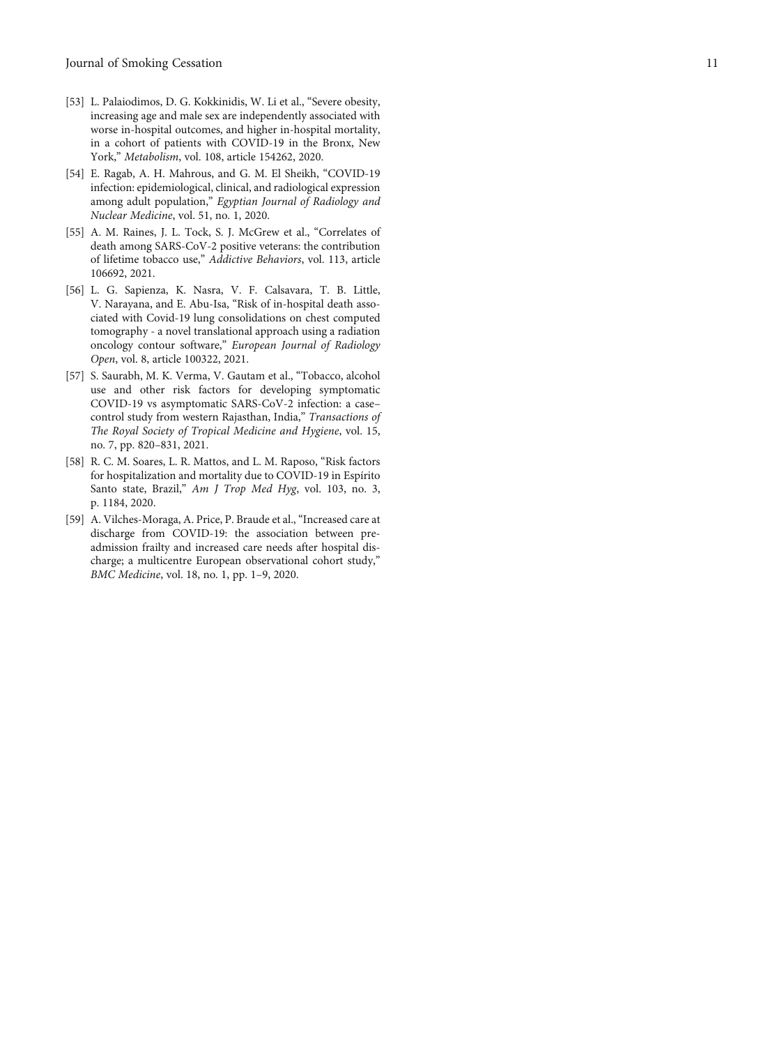[53] L. Palaiodimos, D. G. Kokkinidis, W. Li et al., "Severe obesity, increasing age and male sex are independently associated with worse in-hospital outcomes, and higher in-hospital mortality, in a cohort of patients with COVID-19 in the Bronx, New York," *Metabolism*, vol. 108, article 154262, 2020.

[54] E. Ragab, A. H. Mahrous, and G. M. El Sheikh, "COVID-19 infection: epidemiological, clinical, and radiological expression among adult population," *Egyptian Journal of Radiology and Nuclear Medicine*, vol. 51, no. 1, 2020.

[55] A. M. Raines, J. L. Tock, S. J. McGrew et al., "Correlates of death among SARS-CoV-2 positive veterans: the contribution of lifetime tobacco use," *Addictive Behaviors*, vol. 113, article 106692, 2021.

[56] L. G. Sapienza, K. Nasra, V. F. Calsavara, T. B. Little, V. Narayana, and E. Abu-Isa, "Risk of in-hospital death associated with Covid-19 lung consolidations on chest computed tomography - a novel translational approach using a radiation oncology contour software," *European Journal of Radiology Open*, vol. 8, article 100322, 2021.

[57] S. Saurabh, M. K. Verma, V. Gautam et al., "Tobacco, alcohol use and other risk factors for developing symptomatic COVID-19 vs asymptomatic SARS-CoV-2 infection: a case–control study from western Rajasthan, India," *Transactions of The Royal Society of Tropical Medicine and Hygiene*, vol. 15, no. 7, pp. 820–831, 2021.

[58] R. C. M. Soares, L. R. Mattos, and L. M. Raposo, "Risk factors for hospitalization and mortality due to COVID-19 in Espírito Santo state, Brazil," *Am J Trop Med Hyg*, vol. 103, no. 3, p. 1184, 2020.

[59] A. Vilches-Moraga, A. Price, P. Braude et al., "Increased care at discharge from COVID-19: the association between pre-admission frailty and increased care needs after hospital discharge; a multicentre European observational cohort study," *BMC Medicine*, vol. 18, no. 1, pp. 1–9, 2020.